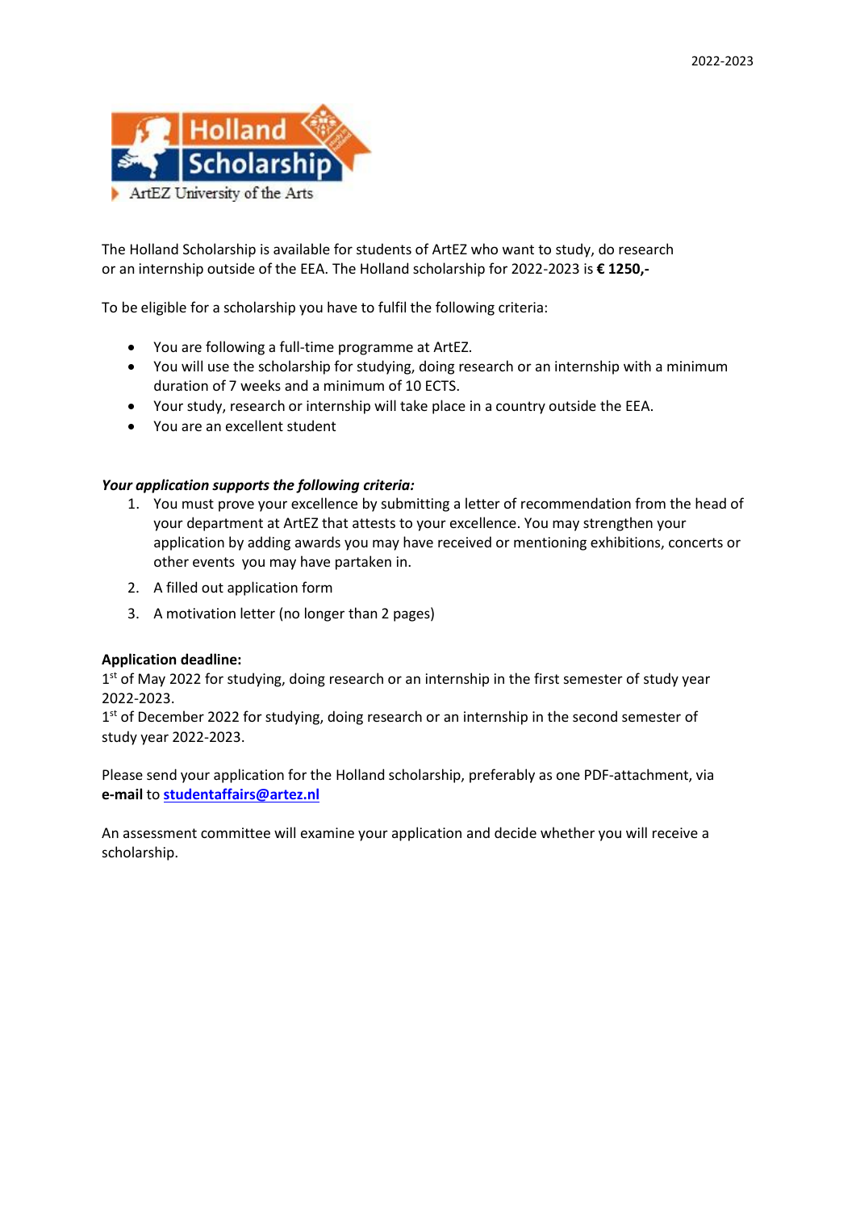2022-2023

Holland Scholarship

ArtEZ University of the Arts

The Holland Scholarship is available for students of ArtEZ who want to study, do research or an internship outside of the EEA. The Holland scholarship for 2022-2023 is **€ 1250,-**

To be eligible for a scholarship you have to fulfil the following criteria:

- You are following a full-time programme at ArtEZ.
- You will use the scholarship for studying, doing research or an internship with a minimum duration of 7 weeks and a minimum of 10 ECTS.
- Your study, research or internship will take place in a country outside the EEA.
- You are an excellent student

***Your application supports the following criteria:***

1. You must prove your excellence by submitting a letter of recommendation from the head of your department at ArtEZ that attests to your excellence. You may strengthen your application by adding awards you may have received or mentioning exhibitions, concerts or other events you may have partaken in.
2. A filled out application form
3. A motivation letter (no longer than 2 pages)

**Application deadline:**

1st of May 2022 for studying, doing research or an internship in the first semester of study year 2022-2023.

1st of December 2022 for studying, doing research or an internship in the second semester of study year 2022-2023.

Please send your application for the Holland scholarship, preferably as one PDF-attachment, via **e-mail** to **studentaffairs@artez.nl**

An assessment committee will examine your application and decide whether you will receive a scholarship.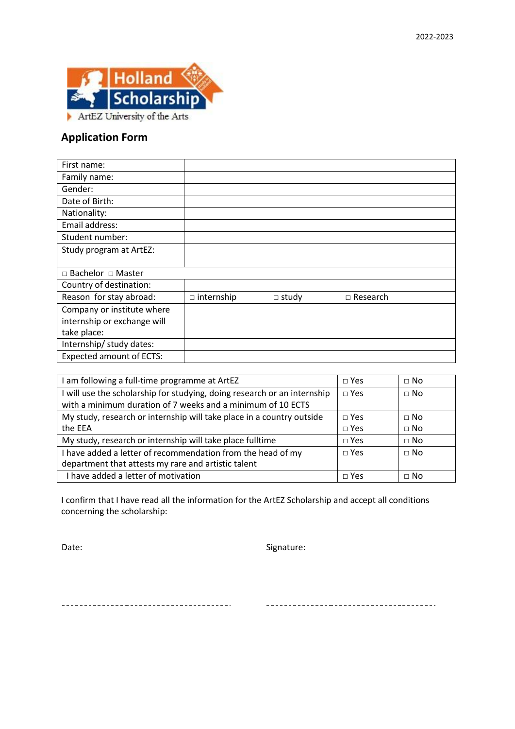2022-2023

Holland Scholarship

ArtEZ University of the Arts

## Application Form

| | |
|---|---|
| First name: | |
| Family name: | |
| Gender: | |
| Date of Birth: | |
| Nationality: | |
| Email address: | |
| Student number: | |
| Study program at ArtEZ: | |
| □ Bachelor □ Master | |
| Country of destination: | |
| Reason for stay abroad: | □ internship □ study □ Research |
| Company or institute where internship or exchange will take place: | |
| Internship/ study dates: | |
| Expected amount of ECTS: | |

| | | |
|---|---|---|
| I am following a full-time programme at ArtEZ | □ Yes | □ No |
| I will use the scholarship for studying, doing research or an internship with a minimum duration of 7 weeks and a minimum of 10 ECTS | □ Yes | □ No |
| My study, research or internship will take place in a country outside the EEA | □ Yes<br>□ Yes | □ No<br>□ No |
| My study, research or internship will take place fulltime | □ Yes | □ No |
| I have added a letter of recommendation from the head of my department that attests my rare and artistic talent | □ Yes | □ No |
| I have added a letter of motivation | □ Yes | □ No |

I confirm that I have read all the information for the ArtEZ Scholarship and accept all conditions concerning the scholarship:

Date: Signature:

------------------------------------ ------------------------------------